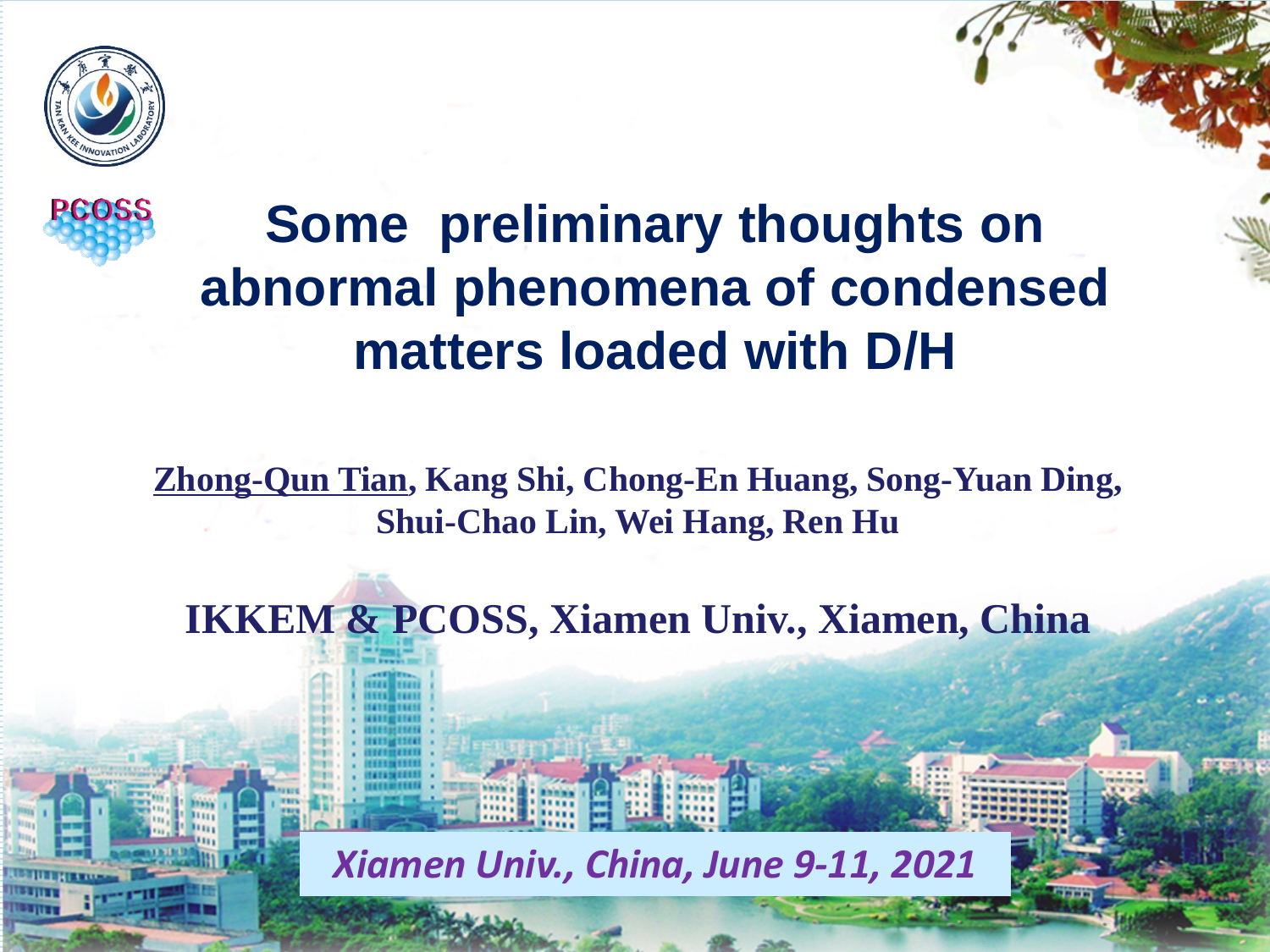# Some preliminary thoughts on abnormal phenomena of condensed matters loaded with D/H

Zhong-Qun Tian, Kang Shi, Chong-En Huang, Song-Yuan Ding, Shui-Chao Lin, Wei Hang, Ren Hu

**IKKEM & PCOSS, Xiamen Univ., Xiamen, China**

*Xiamen Univ., China, June 9-11, 2021*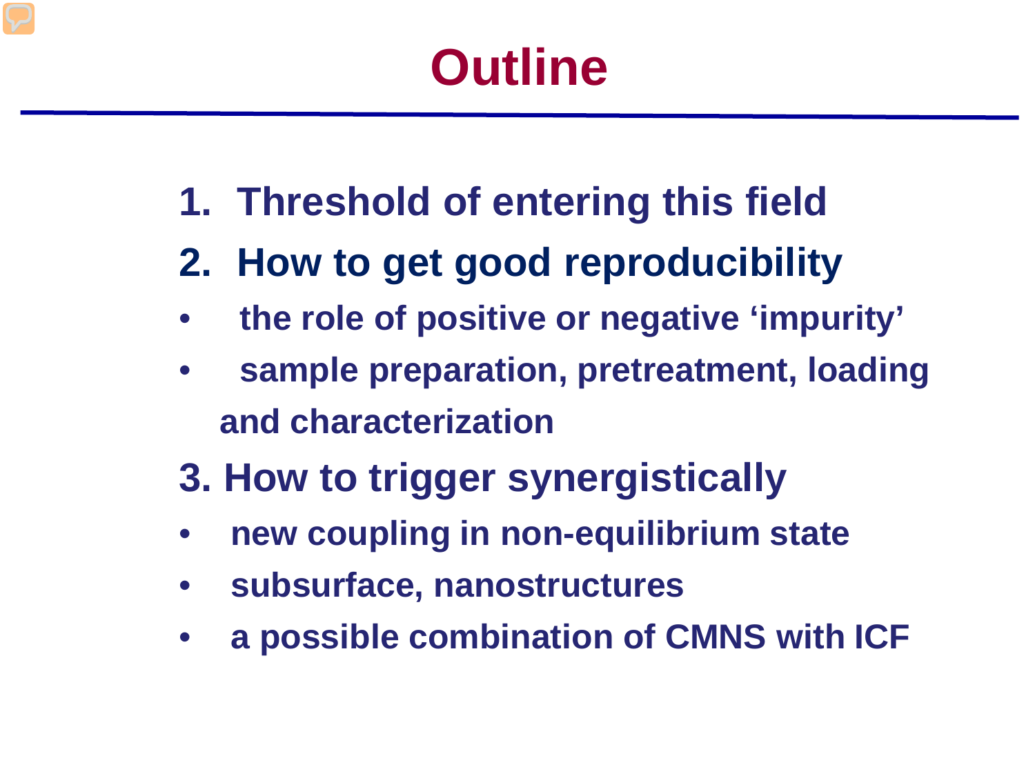# Outline

1. Threshold of entering this field
2. How to get good reproducibility
   - the role of positive or negative ‘impurity’
   - sample preparation, pretreatment, loading and characterization
3. How to trigger synergistically
   - new coupling in non-equilibrium state
   - subsurface, nanostructures
   - a possible combination of CMNS with ICF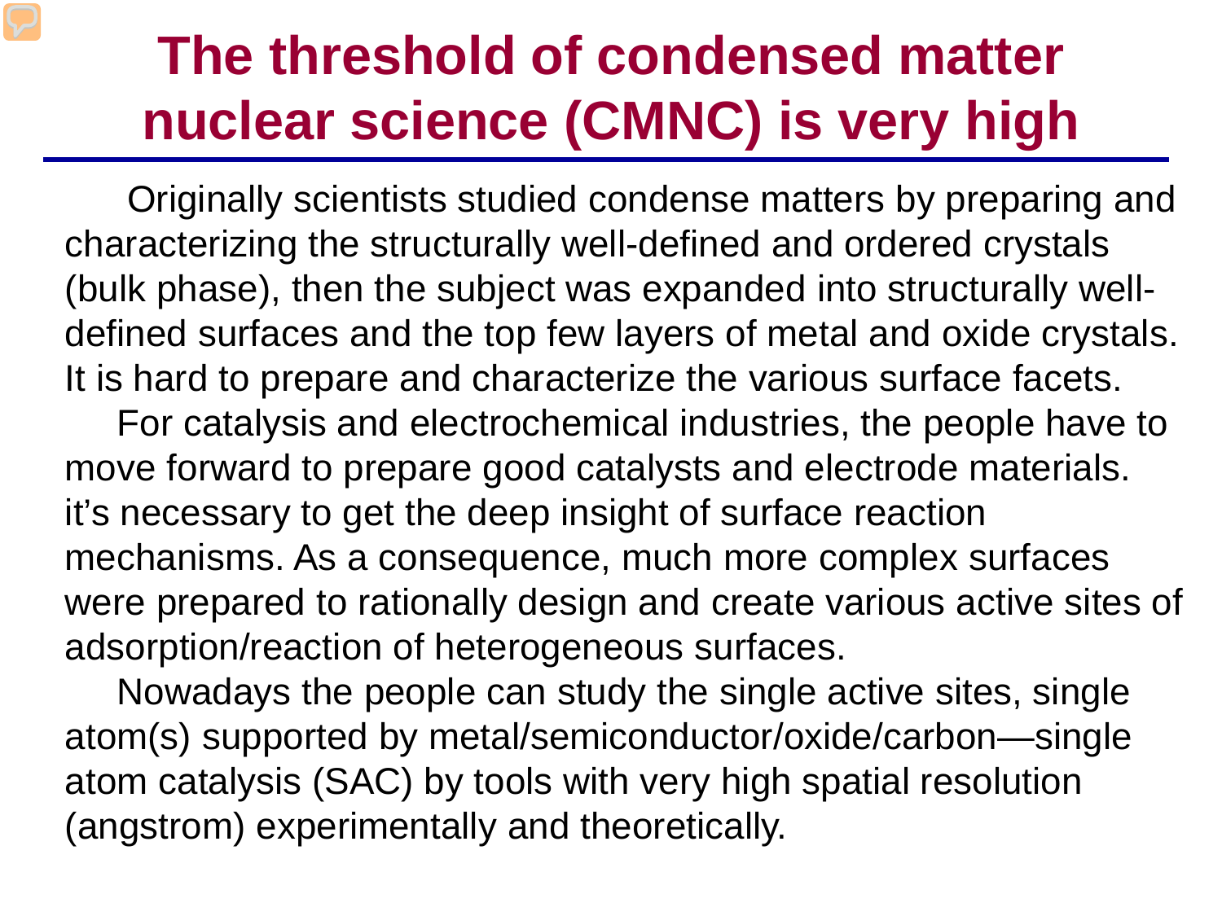# The threshold of condensed matter nuclear science (CMNC) is very high

Originally scientists studied condense matters by preparing and characterizing the structurally well-defined and ordered crystals (bulk phase), then the subject was expanded into structurally well-defined surfaces and the top few layers of metal and oxide crystals. It is hard to prepare and characterize the various surface facets.

For catalysis and electrochemical industries, the people have to move forward to prepare good catalysts and electrode materials. it's necessary to get the deep insight of surface reaction mechanisms. As a consequence, much more complex surfaces were prepared to rationally design and create various active sites of adsorption/reaction of heterogeneous surfaces.

Nowadays the people can study the single active sites, single atom(s) supported by metal/semiconductor/oxide/carbon—single atom catalysis (SAC) by tools with very high spatial resolution (angstrom) experimentally and theoretically.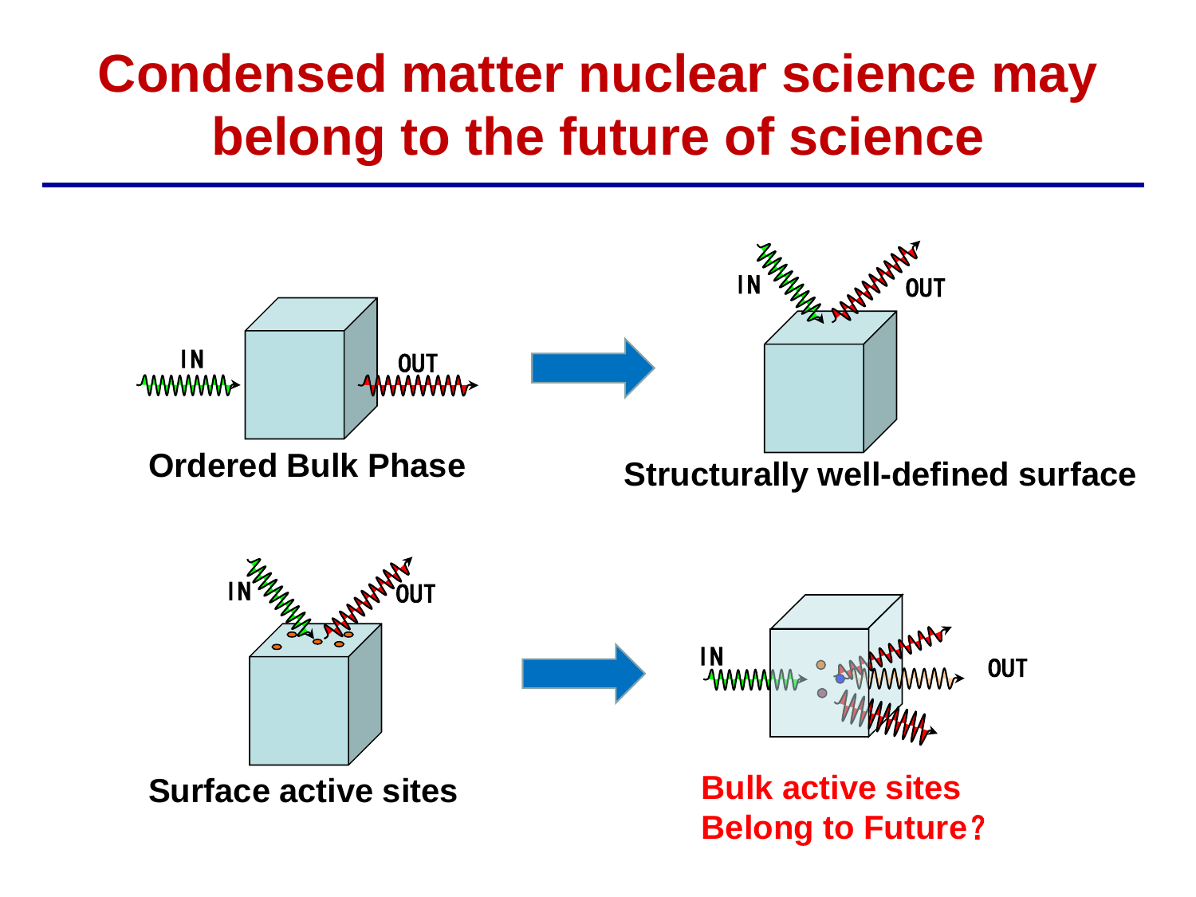# Condensed matter nuclear science may belong to the future of science

IN OUT

**Ordered Bulk Phase**

IN OUT

**Structurally well-defined surface**

IN OUT

**Surface active sites**

IN OUT

**Bulk active sites Belong to Future?**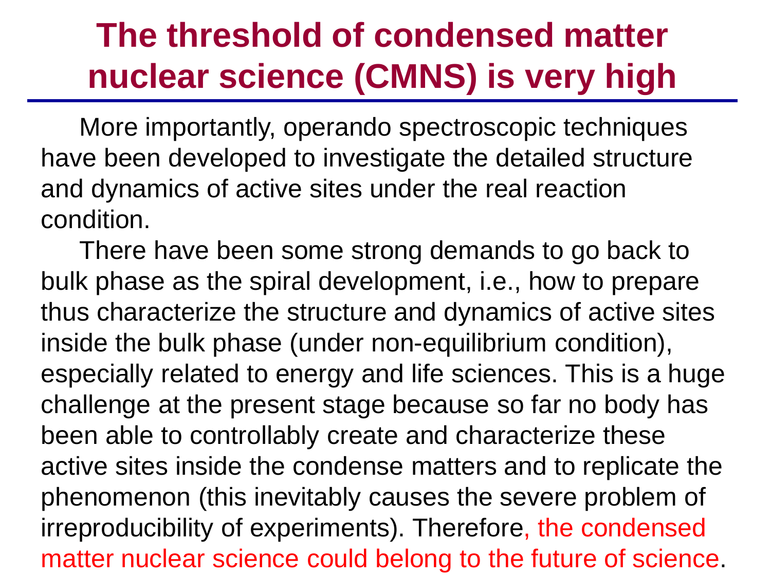# The threshold of condensed matter nuclear science (CMNS) is very high

More importantly, operando spectroscopic techniques have been developed to investigate the detailed structure and dynamics of active sites under the real reaction condition.

There have been some strong demands to go back to bulk phase as the spiral development, i.e., how to prepare thus characterize the structure and dynamics of active sites inside the bulk phase (under non-equilibrium condition), especially related to energy and life sciences. This is a huge challenge at the present stage because so far no body has been able to controllably create and characterize these active sites inside the condense matters and to replicate the phenomenon (this inevitably causes the severe problem of irreproducibility of experiments). Therefore, the condensed matter nuclear science could belong to the future of science.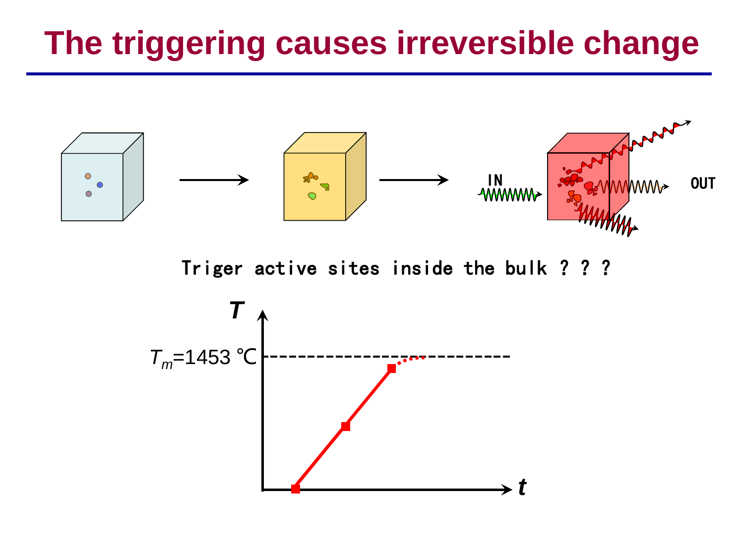# The triggering causes irreversible change

IN

OUT

Triger active sites inside the bulk ? ? ?

$T$

$T_m$=1453 ℃

$t$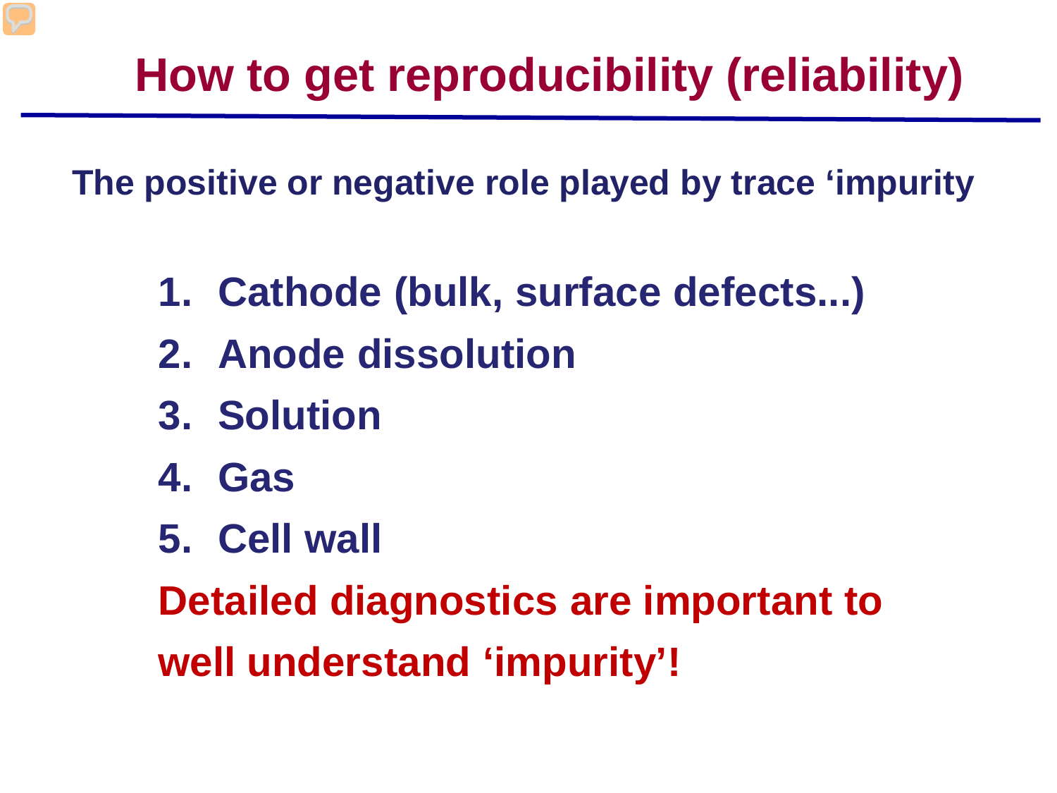# How to get reproducibility (reliability)

**The positive or negative role played by trace ‘impurity**

1. **Cathode (bulk, surface defects...)**
2. **Anode dissolution**
3. **Solution**
4. **Gas**
5. **Cell wall**

**Detailed diagnostics are important to well understand ‘impurity’!**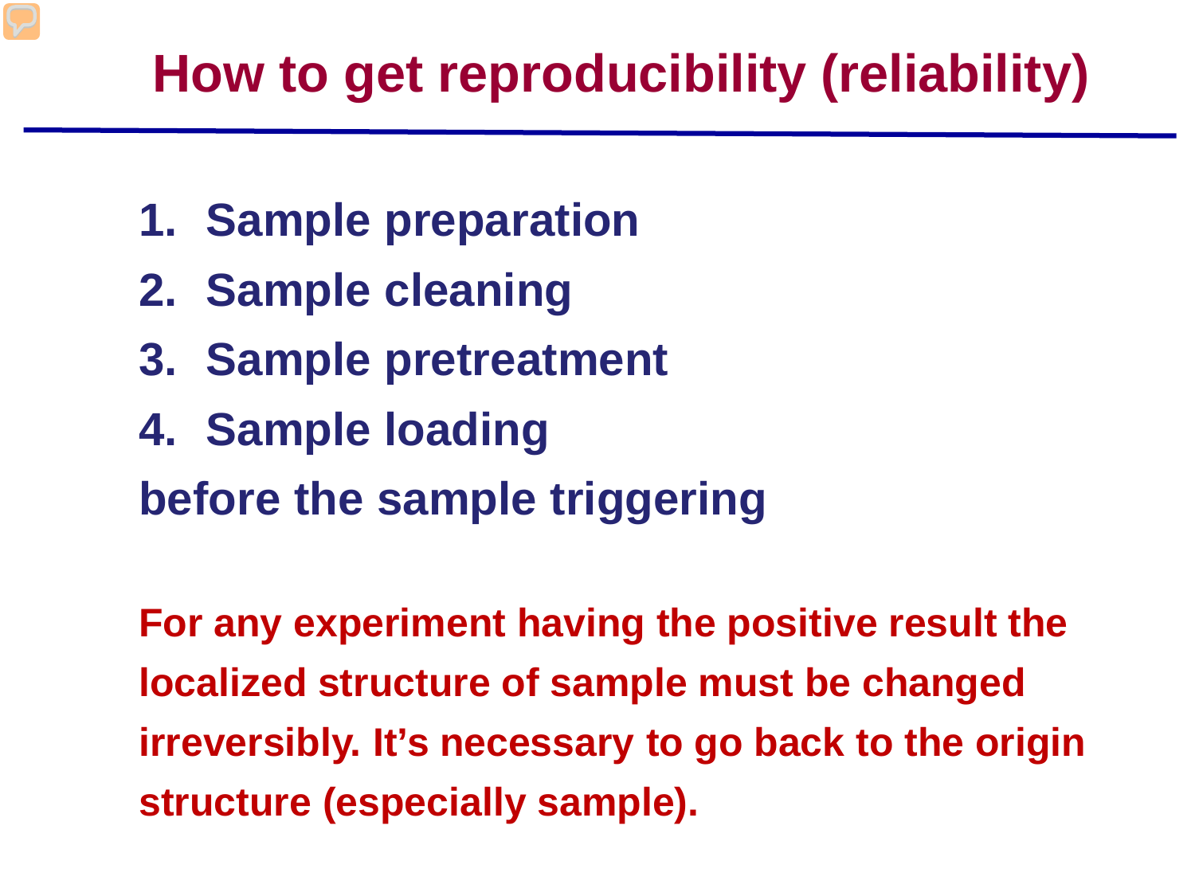# How to get reproducibility (reliability)

1. **Sample preparation**
2. **Sample cleaning**
3. **Sample pretreatment**
4. **Sample loading**

**before the sample triggering**

**For any experiment having the positive result the localized structure of sample must be changed irreversibly. It's necessary to go back to the origin structure (especially sample).**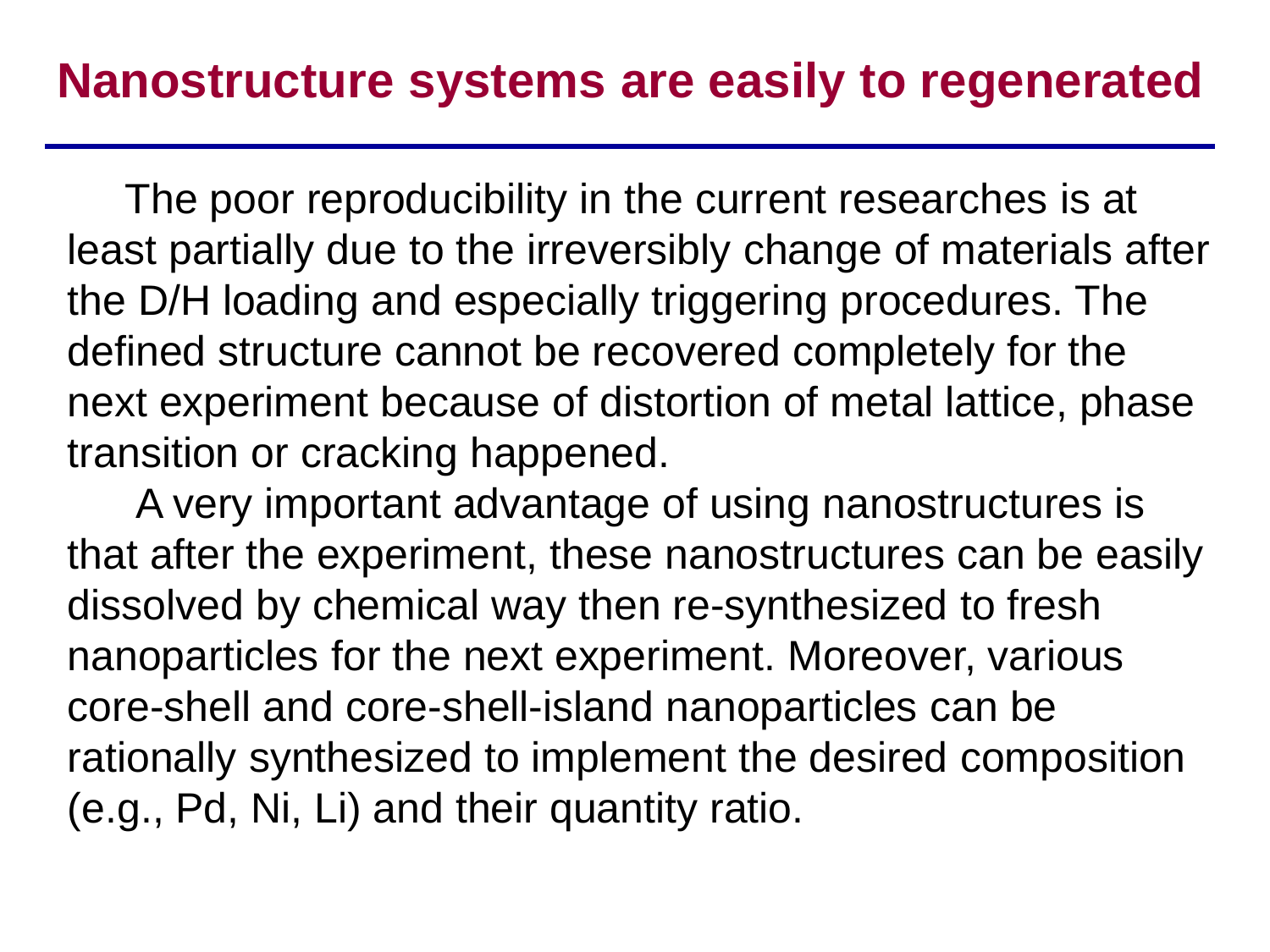# Nanostructure systems are easily to regenerated

The poor reproducibility in the current researches is at least partially due to the irreversibly change of materials after the D/H loading and especially triggering procedures. The defined structure cannot be recovered completely for the next experiment because of distortion of metal lattice, phase transition or cracking happened.

A very important advantage of using nanostructures is that after the experiment, these nanostructures can be easily dissolved by chemical way then re-synthesized to fresh nanoparticles for the next experiment. Moreover, various core-shell and core-shell-island nanoparticles can be rationally synthesized to implement the desired composition (e.g., Pd, Ni, Li) and their quantity ratio.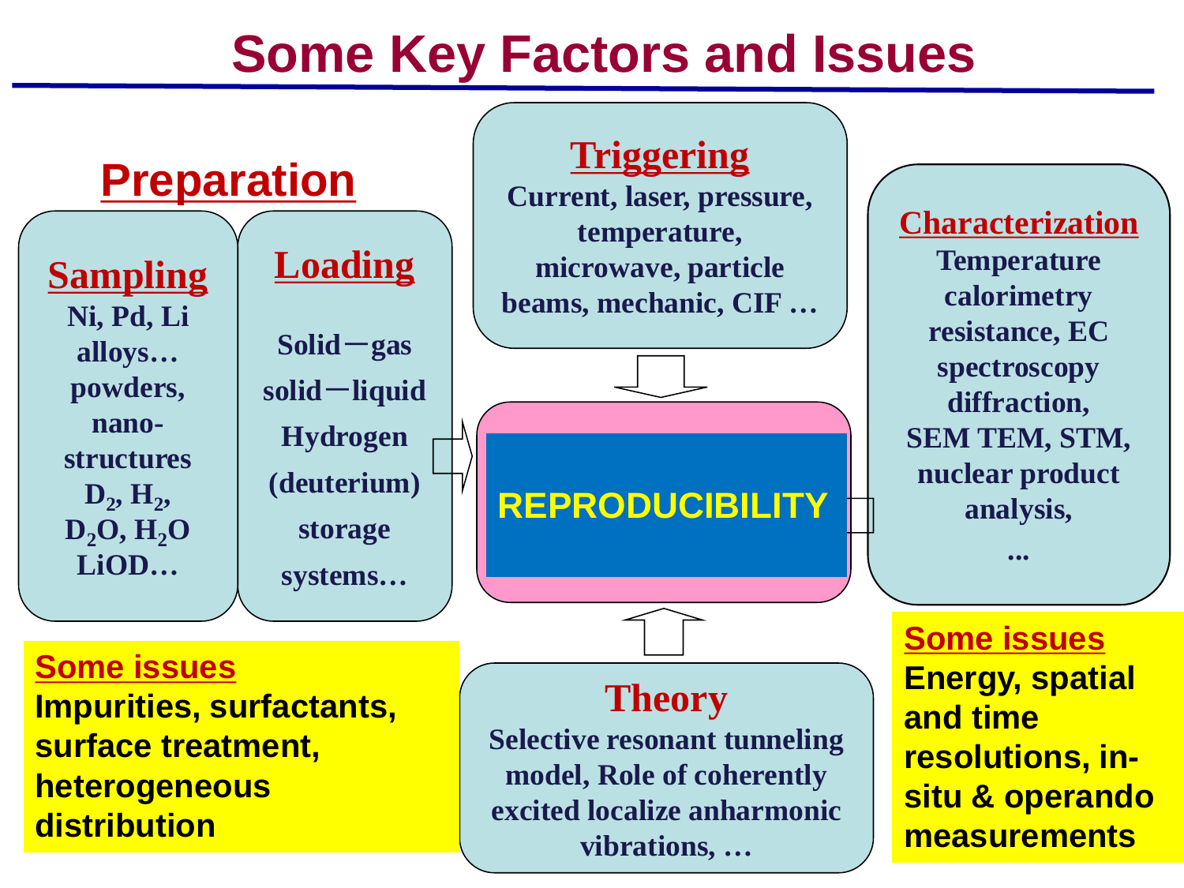# Some Key Factors and Issues

## Preparation

### Sampling

Ni, Pd, Li alloys… powders, nano-structures $D_2$, $H_2$, $D_2O$, $H_2O$ LiOD…

### Loading

Solid－gas
solid－liquid
Hydrogen (deuterium) storage systems…

### Triggering

Current, laser, pressure, temperature, microwave, particle beams, mechanic, CIF …

**REPRODUCIBILITY**

### Characterization

Temperature calorimetry resistance, EC spectroscopy diffraction, SEM TEM, STM, nuclear product analysis, ...

### Theory

Selective resonant tunneling model, Role of coherently excited localize anharmonic vibrations, …

**Some issues**
Impurities, surfactants, surface treatment, heterogeneous distribution

**Some issues**
Energy, spatial and time resolutions, in-situ & operando measurements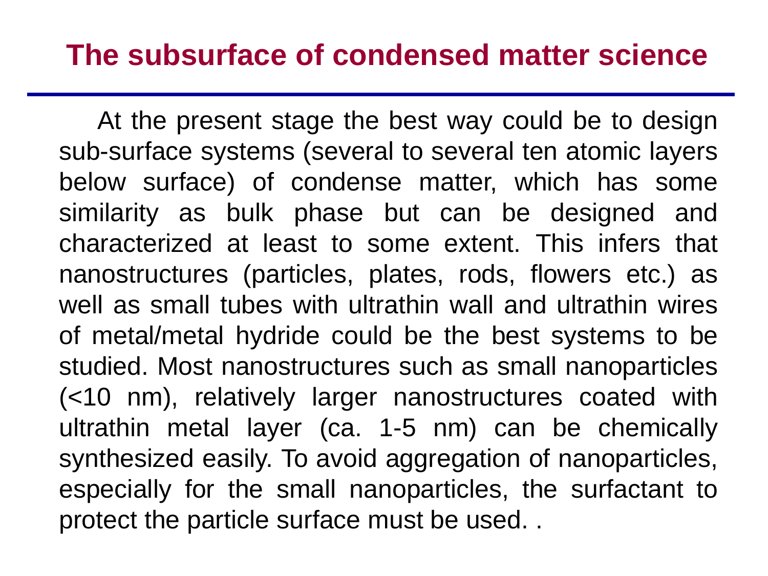# The subsurface of condensed matter science

At the present stage the best way could be to design sub-surface systems (several to several ten atomic layers below surface) of condense matter, which has some similarity as bulk phase but can be designed and characterized at least to some extent. This infers that nanostructures (particles, plates, rods, flowers etc.) as well as small tubes with ultrathin wall and ultrathin wires of metal/metal hydride could be the best systems to be studied. Most nanostructures such as small nanoparticles (<10 nm), relatively larger nanostructures coated with ultrathin metal layer (ca. 1-5 nm) can be chemically synthesized easily. To avoid aggregation of nanoparticles, especially for the small nanoparticles, the surfactant to protect the particle surface must be used. .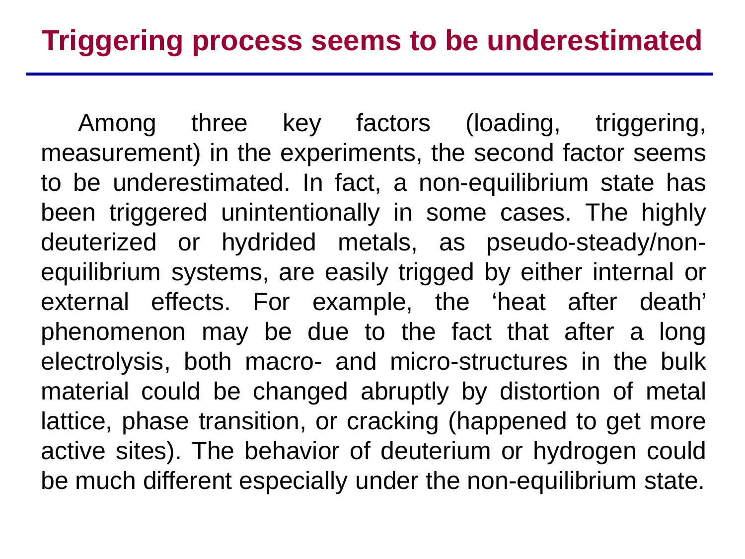# Triggering process seems to be underestimated

Among three key factors (loading, triggering, measurement) in the experiments, the second factor seems to be underestimated. In fact, a non-equilibrium state has been triggered unintentionally in some cases. The highly deuterized or hydrided metals, as pseudo-steady/non-equilibrium systems, are easily trigged by either internal or external effects. For example, the 'heat after death' phenomenon may be due to the fact that after a long electrolysis, both macro- and micro-structures in the bulk material could be changed abruptly by distortion of metal lattice, phase transition, or cracking (happened to get more active sites). The behavior of deuterium or hydrogen could be much different especially under the non-equilibrium state.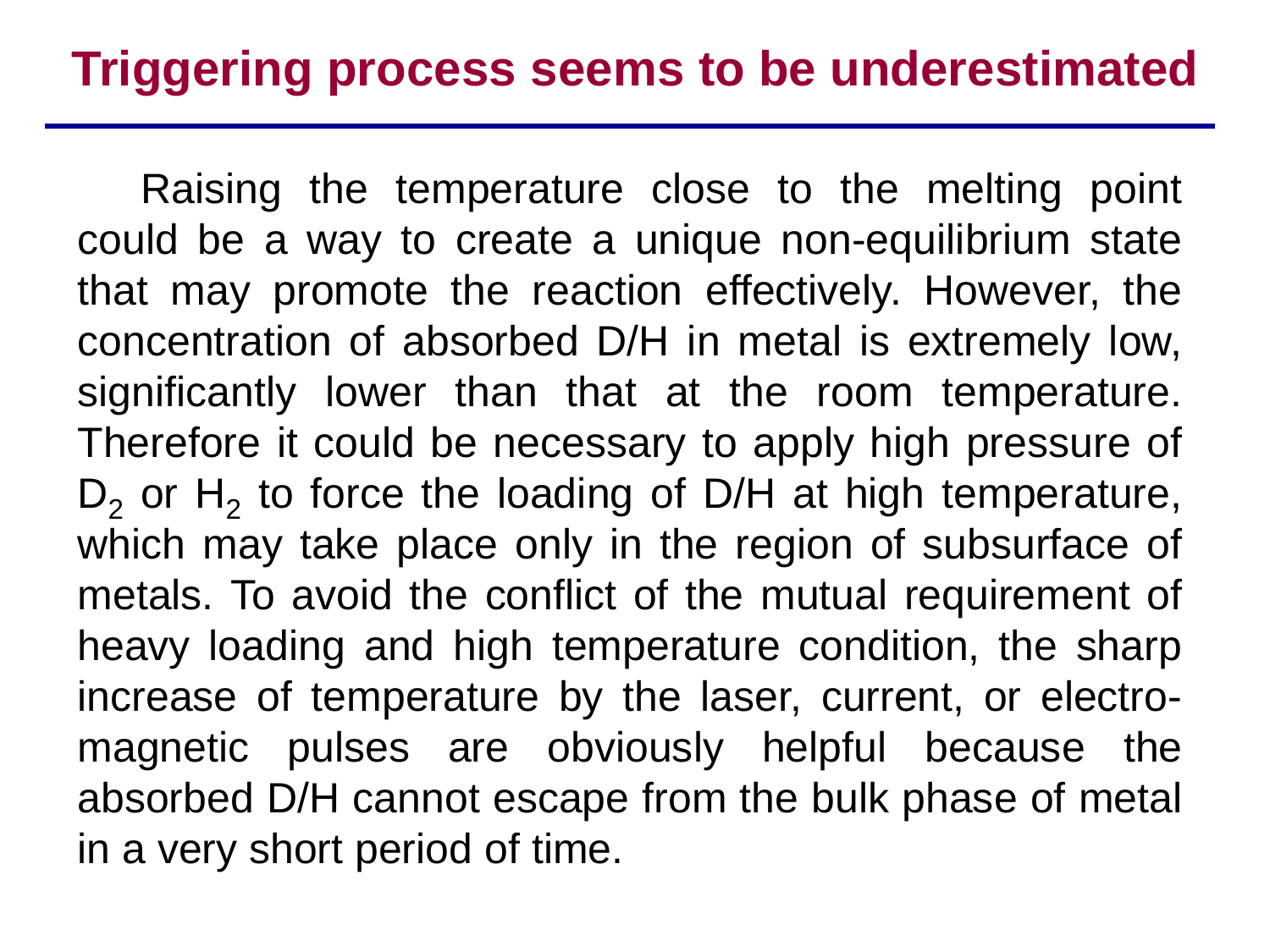# Triggering process seems to be underestimated

Raising the temperature close to the melting point could be a way to create a unique non-equilibrium state that may promote the reaction effectively. However, the concentration of absorbed D/H in metal is extremely low, significantly lower than that at the room temperature. Therefore it could be necessary to apply high pressure of $D_2$ or $H_2$ to force the loading of D/H at high temperature, which may take place only in the region of subsurface of metals. To avoid the conflict of the mutual requirement of heavy loading and high temperature condition, the sharp increase of temperature by the laser, current, or electro-magnetic pulses are obviously helpful because the absorbed D/H cannot escape from the bulk phase of metal in a very short period of time.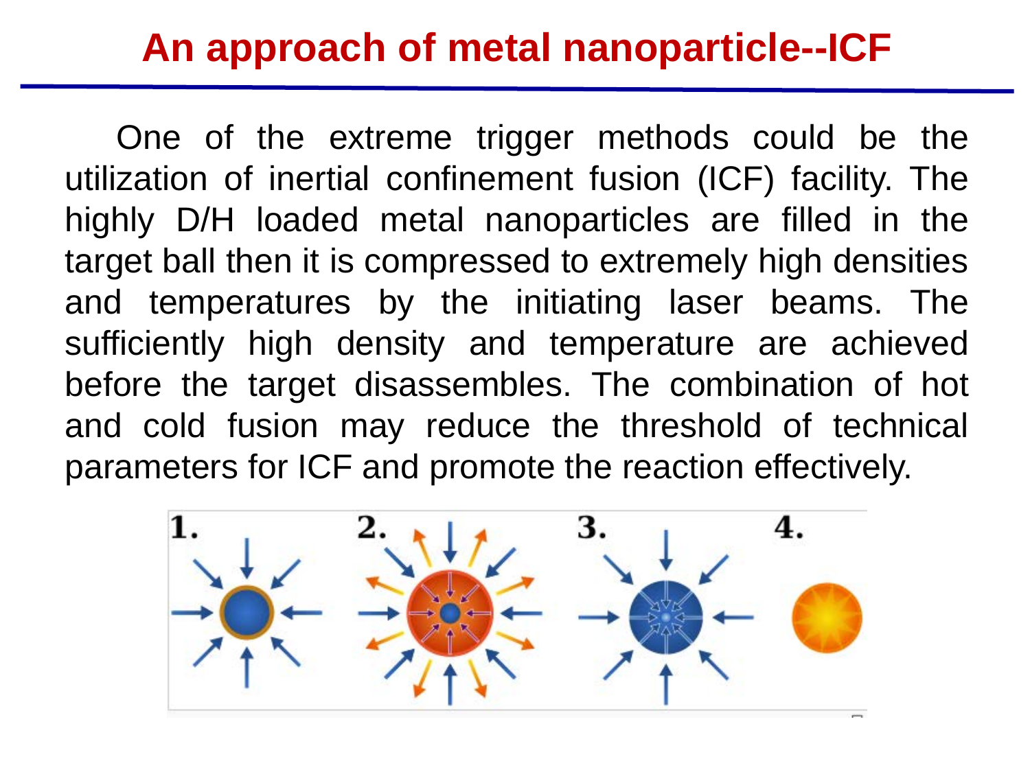# An approach of metal nanoparticle--ICF

One of the extreme trigger methods could be the utilization of inertial confinement fusion (ICF) facility. The highly D/H loaded metal nanoparticles are filled in the target ball then it is compressed to extremely high densities and temperatures by the initiating laser beams. The sufficiently high density and temperature are achieved before the target disassembles. The combination of hot and cold fusion may reduce the threshold of technical parameters for ICF and promote the reaction effectively.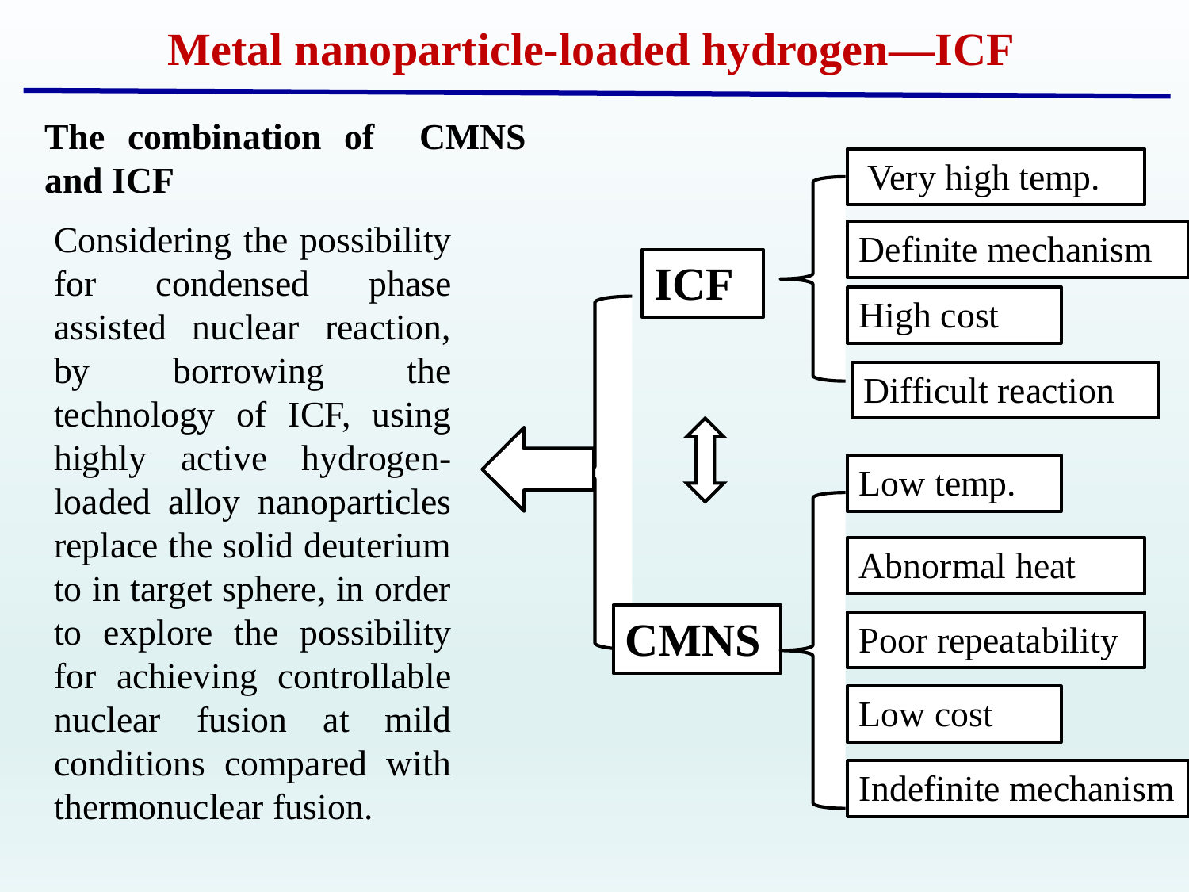# Metal nanoparticle-loaded hydrogen—ICF

**The combination of CMNS and ICF**

Considering the possibility for condensed phase assisted nuclear reaction, by borrowing the technology of ICF, using highly active hydrogen-loaded alloy nanoparticles replace the solid deuterium to in target sphere, in order to explore the possibility for achieving controllable nuclear fusion at mild conditions compared with thermonuclear fusion.

**ICF**

- Very high temp.
- Definite mechanism
- High cost
- Difficult reaction

**CMNS**

- Low temp.
- Abnormal heat
- Poor repeatability
- Low cost
- Indefinite mechanism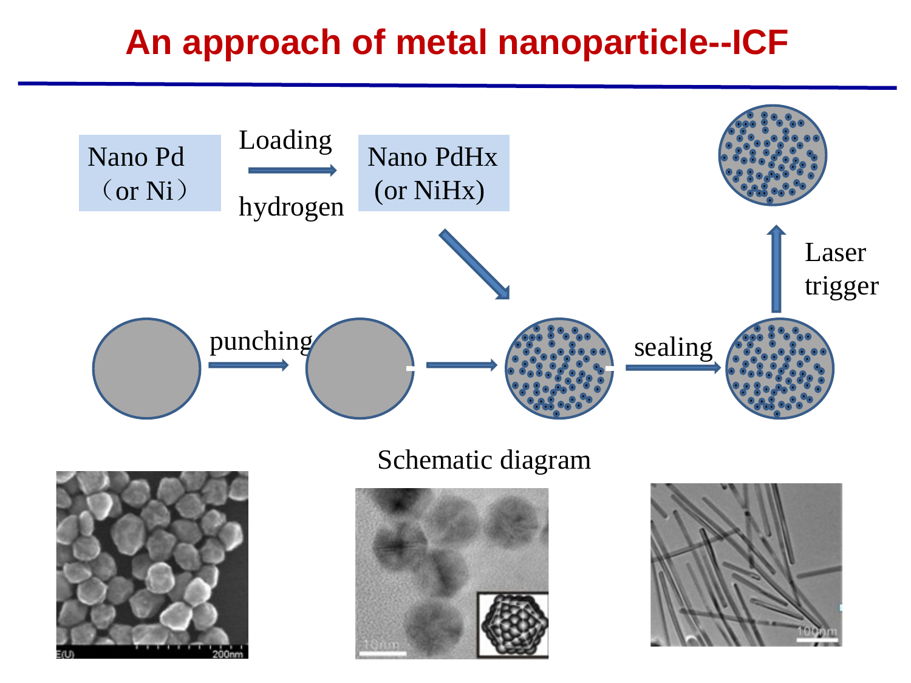# An approach of metal nanoparticle--ICF

Nano Pd (or Ni)

Loading hydrogen

Nano PdHx (or NiHx)

punching

sealing

Laser trigger

Schematic diagram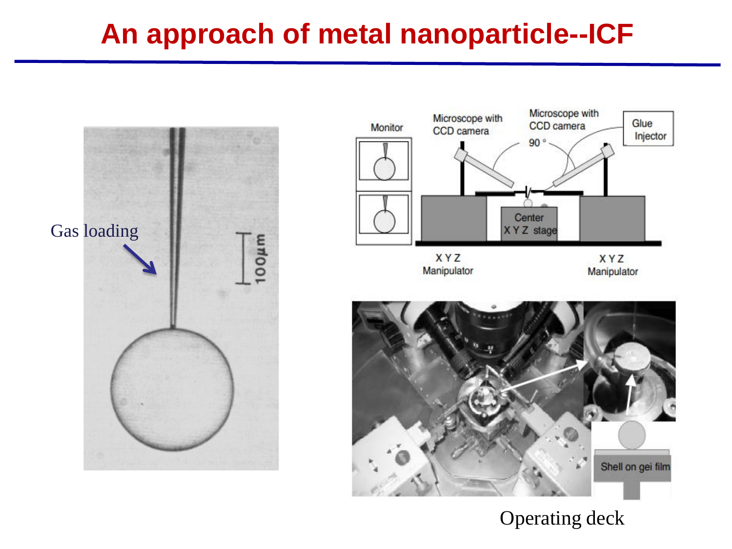# An approach of metal nanoparticle--ICF

Gas loading

100μm

Monitor

Microscope with CCD camera

Microscope with CCD camera

90 °

Glue Injector

Center X Y Z stage

X Y Z Manipulator

X Y Z Manipulator

Shell on gei film

Operating deck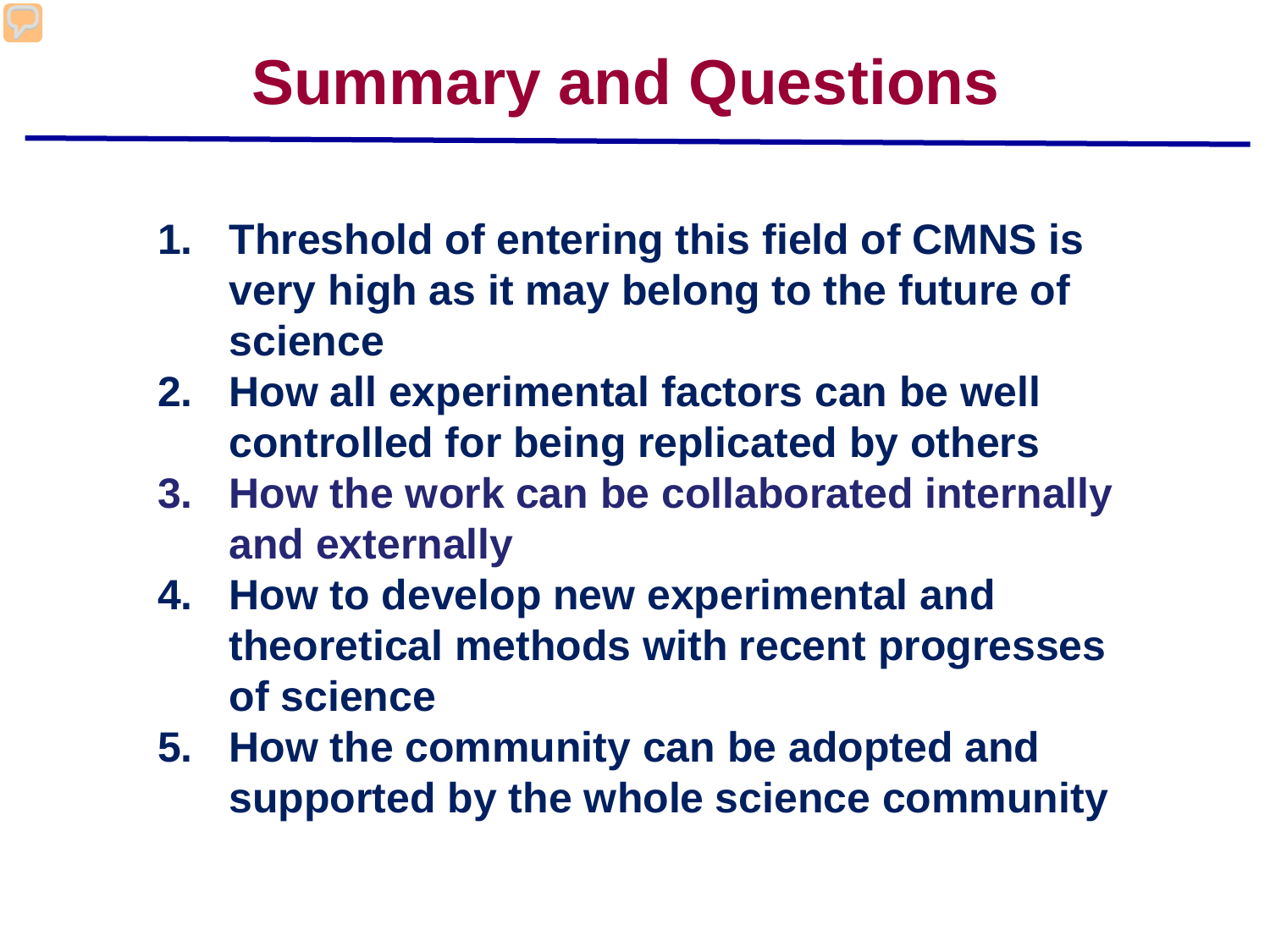# Summary and Questions

1. **Threshold of entering this field of CMNS is very high as it may belong to the future of science**
2. **How all experimental factors can be well controlled for being replicated by others**
3. **How the work can be collaborated internally and externally**
4. **How to develop new experimental and theoretical methods with recent progresses of science**
5. **How the community can be adopted and supported by the whole science community**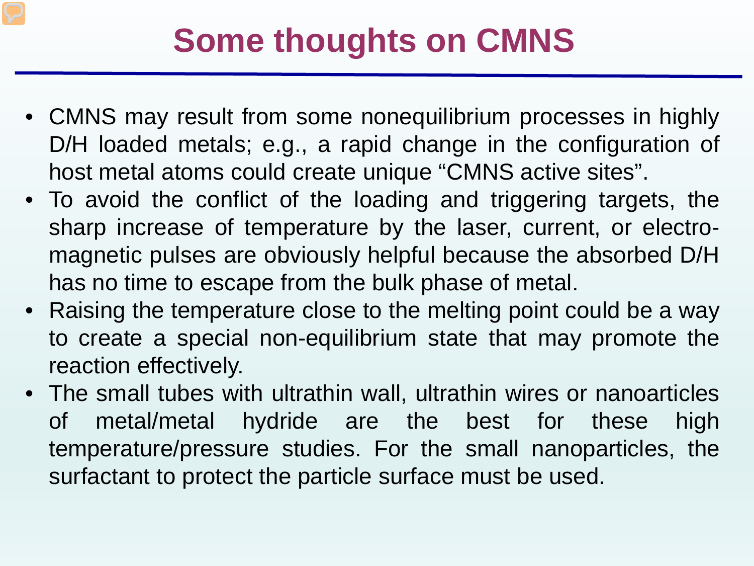# Some thoughts on CMNS

- CMNS may result from some nonequilibrium processes in highly D/H loaded metals; e.g., a rapid change in the configuration of host metal atoms could create unique "CMNS active sites".
- To avoid the conflict of the loading and triggering targets, the sharp increase of temperature by the laser, current, or electro-magnetic pulses are obviously helpful because the absorbed D/H has no time to escape from the bulk phase of metal.
- Raising the temperature close to the melting point could be a way to create a special non-equilibrium state that may promote the reaction effectively.
- The small tubes with ultrathin wall, ultrathin wires or nanoarticles of metal/metal hydride are the best for these high temperature/pressure studies. For the small nanoparticles, the surfactant to protect the particle surface must be used.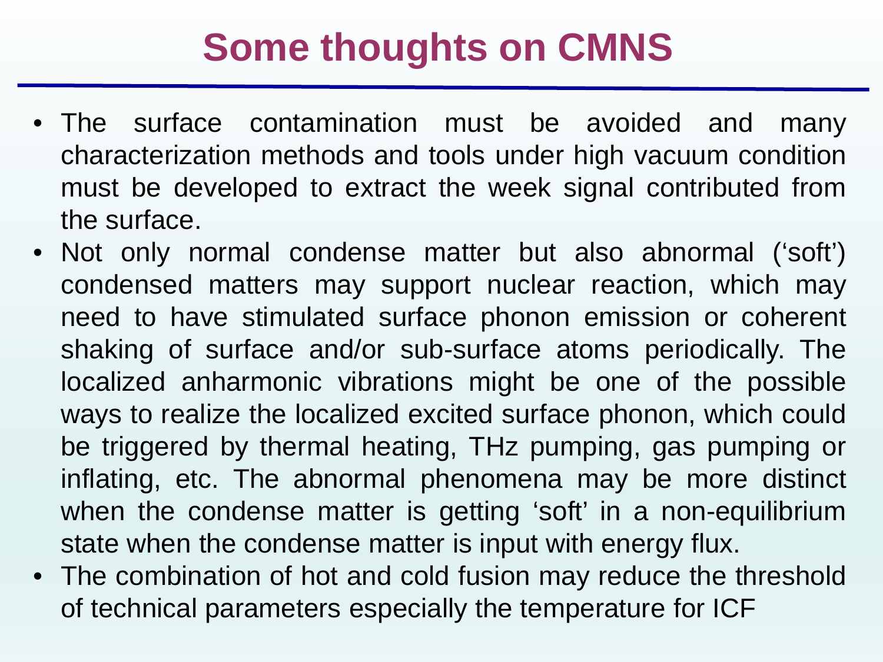# Some thoughts on CMNS

- The surface contamination must be avoided and many characterization methods and tools under high vacuum condition must be developed to extract the week signal contributed from the surface.
- Not only normal condense matter but also abnormal (‘soft’) condensed matters may support nuclear reaction, which may need to have stimulated surface phonon emission or coherent shaking of surface and/or sub-surface atoms periodically. The localized anharmonic vibrations might be one of the possible ways to realize the localized excited surface phonon, which could be triggered by thermal heating, THz pumping, gas pumping or inflating, etc. The abnormal phenomena may be more distinct when the condense matter is getting ‘soft’ in a non-equilibrium state when the condense matter is input with energy flux.
- The combination of hot and cold fusion may reduce the threshold of technical parameters especially the temperature for ICF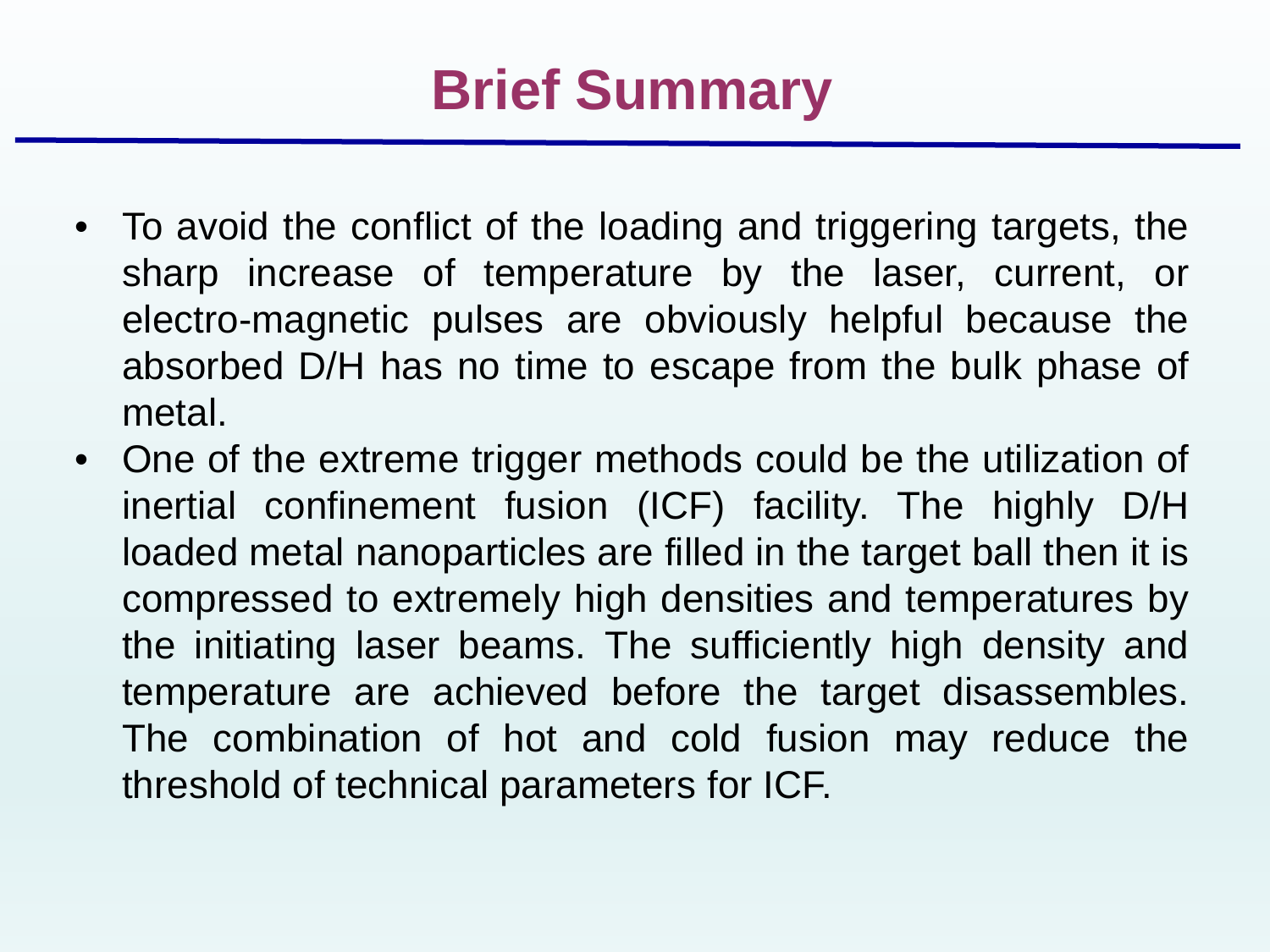# Brief Summary

- To avoid the conflict of the loading and triggering targets, the sharp increase of temperature by the laser, current, or electro-magnetic pulses are obviously helpful because the absorbed D/H has no time to escape from the bulk phase of metal.
- One of the extreme trigger methods could be the utilization of inertial confinement fusion (ICF) facility. The highly D/H loaded metal nanoparticles are filled in the target ball then it is compressed to extremely high densities and temperatures by the initiating laser beams. The sufficiently high density and temperature are achieved before the target disassembles. The combination of hot and cold fusion may reduce the threshold of technical parameters for ICF.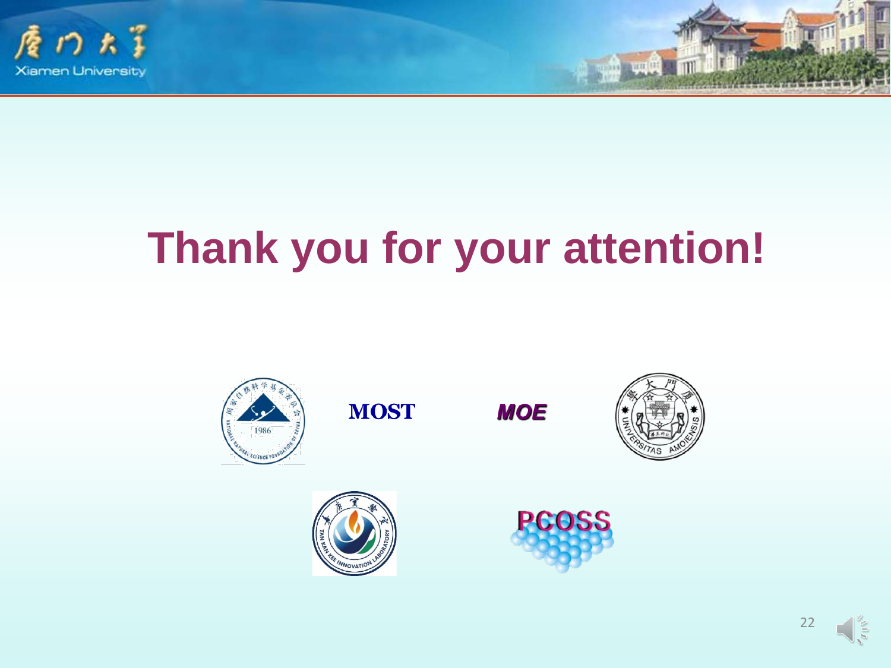# Thank you for your attention!

MOST

MOE

PCOSS